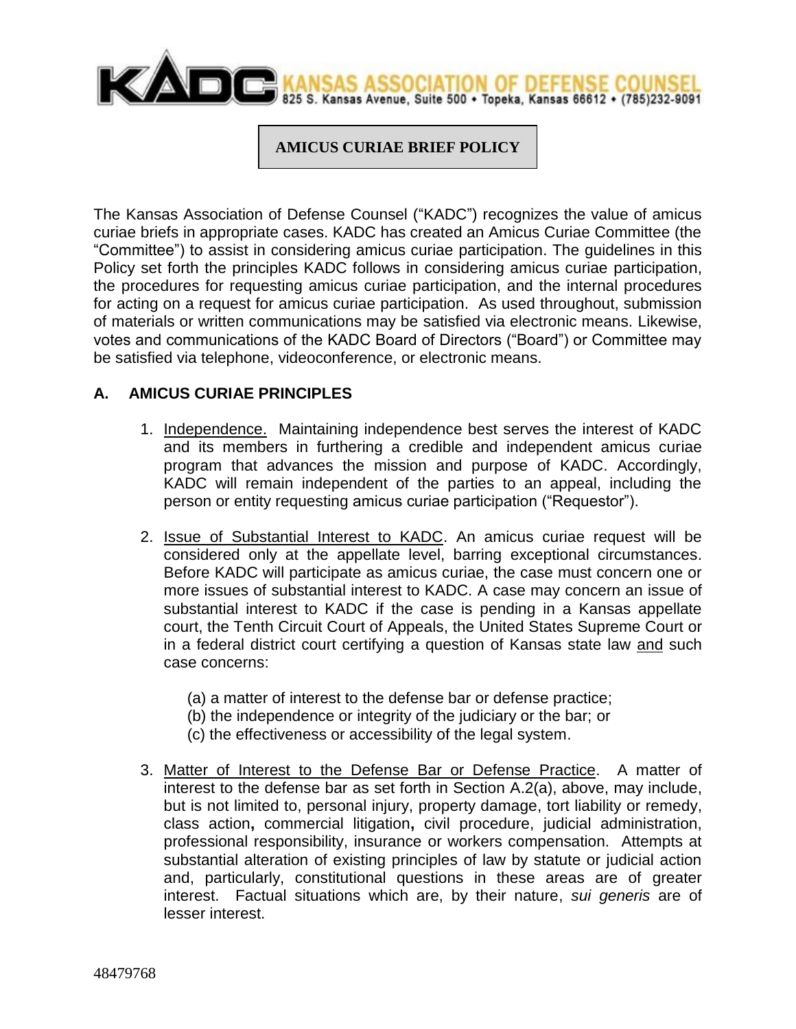KADC KANSAS ASSOCIATION OF DEFENSE COUNSEL
825 S. Kansas Avenue, Suite 500 • Topeka, Kansas 66612 • (785)232-9091

# AMICUS CURIAE BRIEF POLICY

The Kansas Association of Defense Counsel ("KADC") recognizes the value of amicus curiae briefs in appropriate cases. KADC has created an Amicus Curiae Committee (the "Committee") to assist in considering amicus curiae participation. The guidelines in this Policy set forth the principles KADC follows in considering amicus curiae participation, the procedures for requesting amicus curiae participation, and the internal procedures for acting on a request for amicus curiae participation. As used throughout, submission of materials or written communications may be satisfied via electronic means. Likewise, votes and communications of the KADC Board of Directors ("Board") or Committee may be satisfied via telephone, videoconference, or electronic means.

## A. AMICUS CURIAE PRINCIPLES

1. Independence. Maintaining independence best serves the interest of KADC and its members in furthering a credible and independent amicus curiae program that advances the mission and purpose of KADC. Accordingly, KADC will remain independent of the parties to an appeal, including the person or entity requesting amicus curiae participation ("Requestor").

2. Issue of Substantial Interest to KADC. An amicus curiae request will be considered only at the appellate level, barring exceptional circumstances. Before KADC will participate as amicus curiae, the case must concern one or more issues of substantial interest to KADC. A case may concern an issue of substantial interest to KADC if the case is pending in a Kansas appellate court, the Tenth Circuit Court of Appeals, the United States Supreme Court or in a federal district court certifying a question of Kansas state law and such case concerns:

   (a) a matter of interest to the defense bar or defense practice;
   (b) the independence or integrity of the judiciary or the bar; or
   (c) the effectiveness or accessibility of the legal system.

3. Matter of Interest to the Defense Bar or Defense Practice. A matter of interest to the defense bar as set forth in Section A.2(a), above, may include, but is not limited to, personal injury, property damage, tort liability or remedy, class action**,** commercial litigation**,** civil procedure, judicial administration, professional responsibility, insurance or workers compensation. Attempts at substantial alteration of existing principles of law by statute or judicial action and, particularly, constitutional questions in these areas are of greater interest. Factual situations which are, by their nature, *sui generis* are of lesser interest.

48479768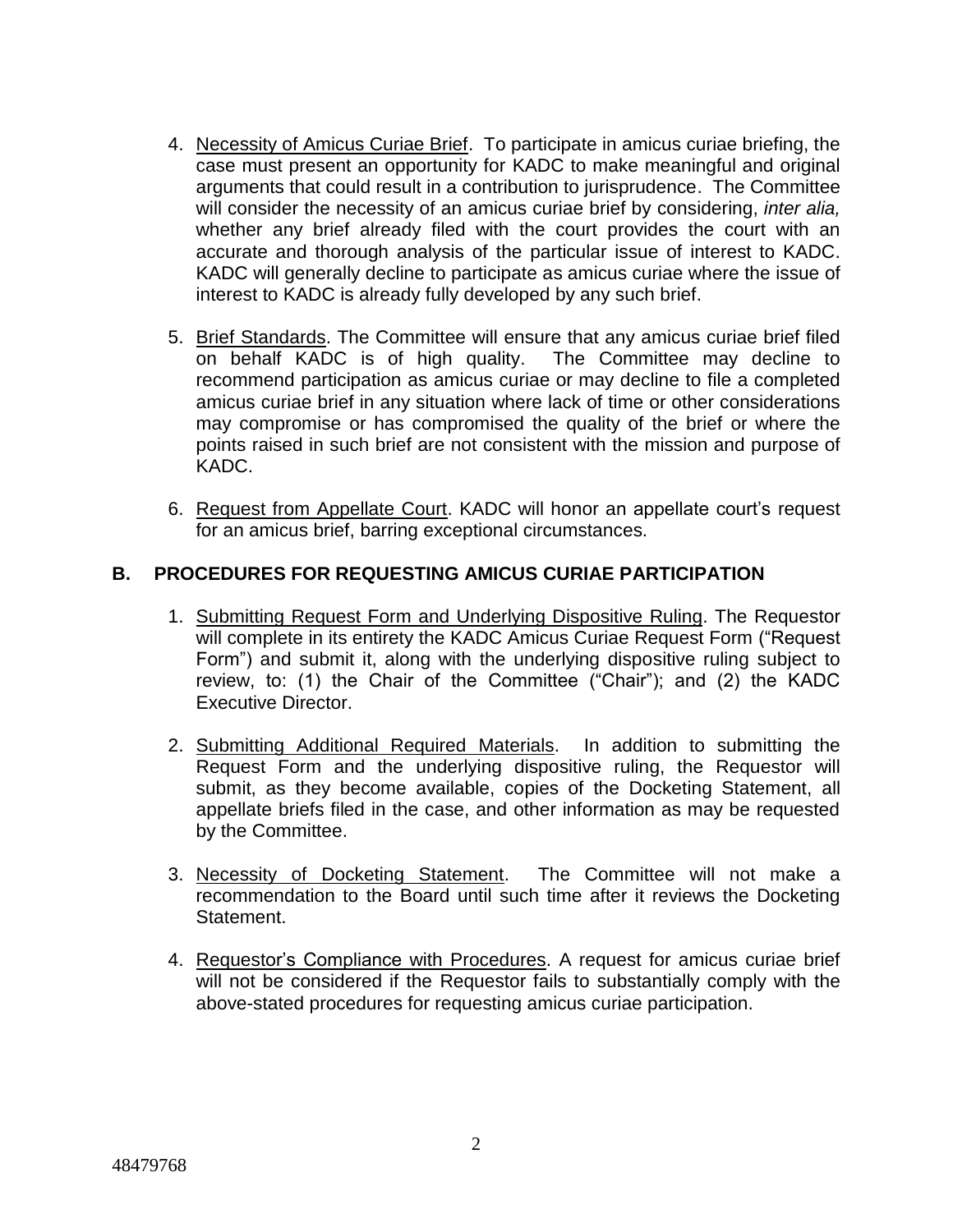4. Necessity of Amicus Curiae Brief. To participate in amicus curiae briefing, the case must present an opportunity for KADC to make meaningful and original arguments that could result in a contribution to jurisprudence. The Committee will consider the necessity of an amicus curiae brief by considering, *inter alia,* whether any brief already filed with the court provides the court with an accurate and thorough analysis of the particular issue of interest to KADC. KADC will generally decline to participate as amicus curiae where the issue of interest to KADC is already fully developed by any such brief.

5. Brief Standards. The Committee will ensure that any amicus curiae brief filed on behalf KADC is of high quality. The Committee may decline to recommend participation as amicus curiae or may decline to file a completed amicus curiae brief in any situation where lack of time or other considerations may compromise or has compromised the quality of the brief or where the points raised in such brief are not consistent with the mission and purpose of KADC.

6. Request from Appellate Court. KADC will honor an appellate court's request for an amicus brief, barring exceptional circumstances.

## B. PROCEDURES FOR REQUESTING AMICUS CURIAE PARTICIPATION

1. Submitting Request Form and Underlying Dispositive Ruling. The Requestor will complete in its entirety the KADC Amicus Curiae Request Form ("Request Form") and submit it, along with the underlying dispositive ruling subject to review, to: (1) the Chair of the Committee ("Chair"); and (2) the KADC Executive Director.

2. Submitting Additional Required Materials. In addition to submitting the Request Form and the underlying dispositive ruling, the Requestor will submit, as they become available, copies of the Docketing Statement, all appellate briefs filed in the case, and other information as may be requested by the Committee.

3. Necessity of Docketing Statement. The Committee will not make a recommendation to the Board until such time after it reviews the Docketing Statement.

4. Requestor's Compliance with Procedures. A request for amicus curiae brief will not be considered if the Requestor fails to substantially comply with the above-stated procedures for requesting amicus curiae participation.

48479768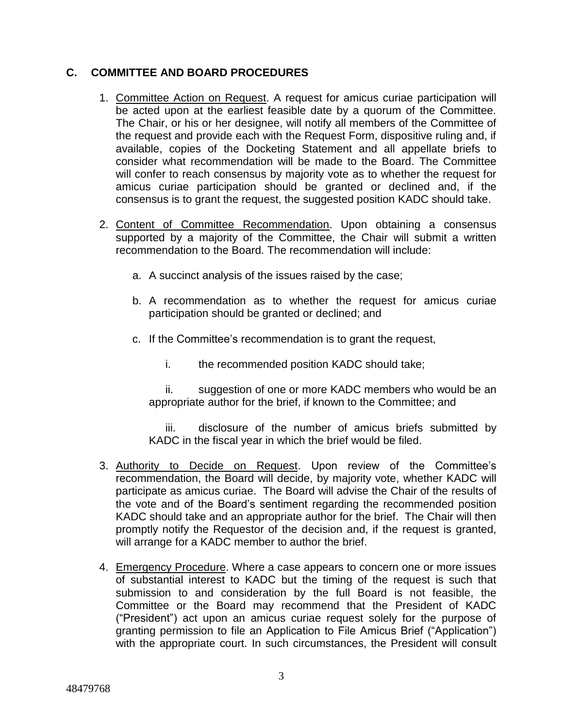## C. COMMITTEE AND BOARD PROCEDURES

1. Committee Action on Request. A request for amicus curiae participation will be acted upon at the earliest feasible date by a quorum of the Committee. The Chair, or his or her designee, will notify all members of the Committee of the request and provide each with the Request Form, dispositive ruling and, if available, copies of the Docketing Statement and all appellate briefs to consider what recommendation will be made to the Board. The Committee will confer to reach consensus by majority vote as to whether the request for amicus curiae participation should be granted or declined and, if the consensus is to grant the request, the suggested position KADC should take.

2. Content of Committee Recommendation. Upon obtaining a consensus supported by a majority of the Committee, the Chair will submit a written recommendation to the Board. The recommendation will include:

   a. A succinct analysis of the issues raised by the case;

   b. A recommendation as to whether the request for amicus curiae participation should be granted or declined; and

   c. If the Committee's recommendation is to grant the request,

      i. the recommended position KADC should take;

      ii. suggestion of one or more KADC members who would be an appropriate author for the brief, if known to the Committee; and

      iii. disclosure of the number of amicus briefs submitted by KADC in the fiscal year in which the brief would be filed.

3. Authority to Decide on Request. Upon review of the Committee's recommendation, the Board will decide, by majority vote, whether KADC will participate as amicus curiae. The Board will advise the Chair of the results of the vote and of the Board's sentiment regarding the recommended position KADC should take and an appropriate author for the brief. The Chair will then promptly notify the Requestor of the decision and, if the request is granted, will arrange for a KADC member to author the brief.

4. Emergency Procedure. Where a case appears to concern one or more issues of substantial interest to KADC but the timing of the request is such that submission to and consideration by the full Board is not feasible, the Committee or the Board may recommend that the President of KADC ("President") act upon an amicus curiae request solely for the purpose of granting permission to file an Application to File Amicus Brief ("Application") with the appropriate court. In such circumstances, the President will consult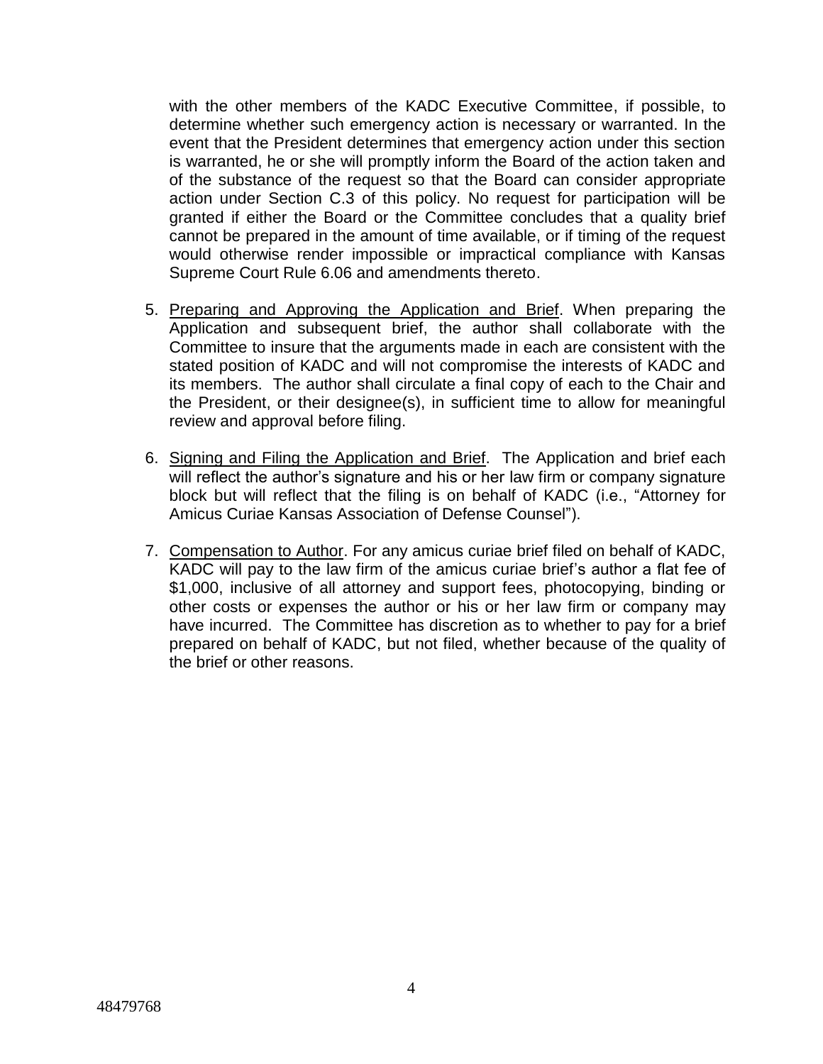with the other members of the KADC Executive Committee, if possible, to determine whether such emergency action is necessary or warranted. In the event that the President determines that emergency action under this section is warranted, he or she will promptly inform the Board of the action taken and of the substance of the request so that the Board can consider appropriate action under Section C.3 of this policy. No request for participation will be granted if either the Board or the Committee concludes that a quality brief cannot be prepared in the amount of time available, or if timing of the request would otherwise render impossible or impractical compliance with Kansas Supreme Court Rule 6.06 and amendments thereto.

5. Preparing and Approving the Application and Brief. When preparing the Application and subsequent brief, the author shall collaborate with the Committee to insure that the arguments made in each are consistent with the stated position of KADC and will not compromise the interests of KADC and its members. The author shall circulate a final copy of each to the Chair and the President, or their designee(s), in sufficient time to allow for meaningful review and approval before filing.

6. Signing and Filing the Application and Brief. The Application and brief each will reflect the author's signature and his or her law firm or company signature block but will reflect that the filing is on behalf of KADC (i.e., "Attorney for Amicus Curiae Kansas Association of Defense Counsel").

7. Compensation to Author. For any amicus curiae brief filed on behalf of KADC, KADC will pay to the law firm of the amicus curiae brief's author a flat fee of $1,000, inclusive of all attorney and support fees, photocopying, binding or other costs or expenses the author or his or her law firm or company may have incurred. The Committee has discretion as to whether to pay for a brief prepared on behalf of KADC, but not filed, whether because of the quality of the brief or other reasons.

48479768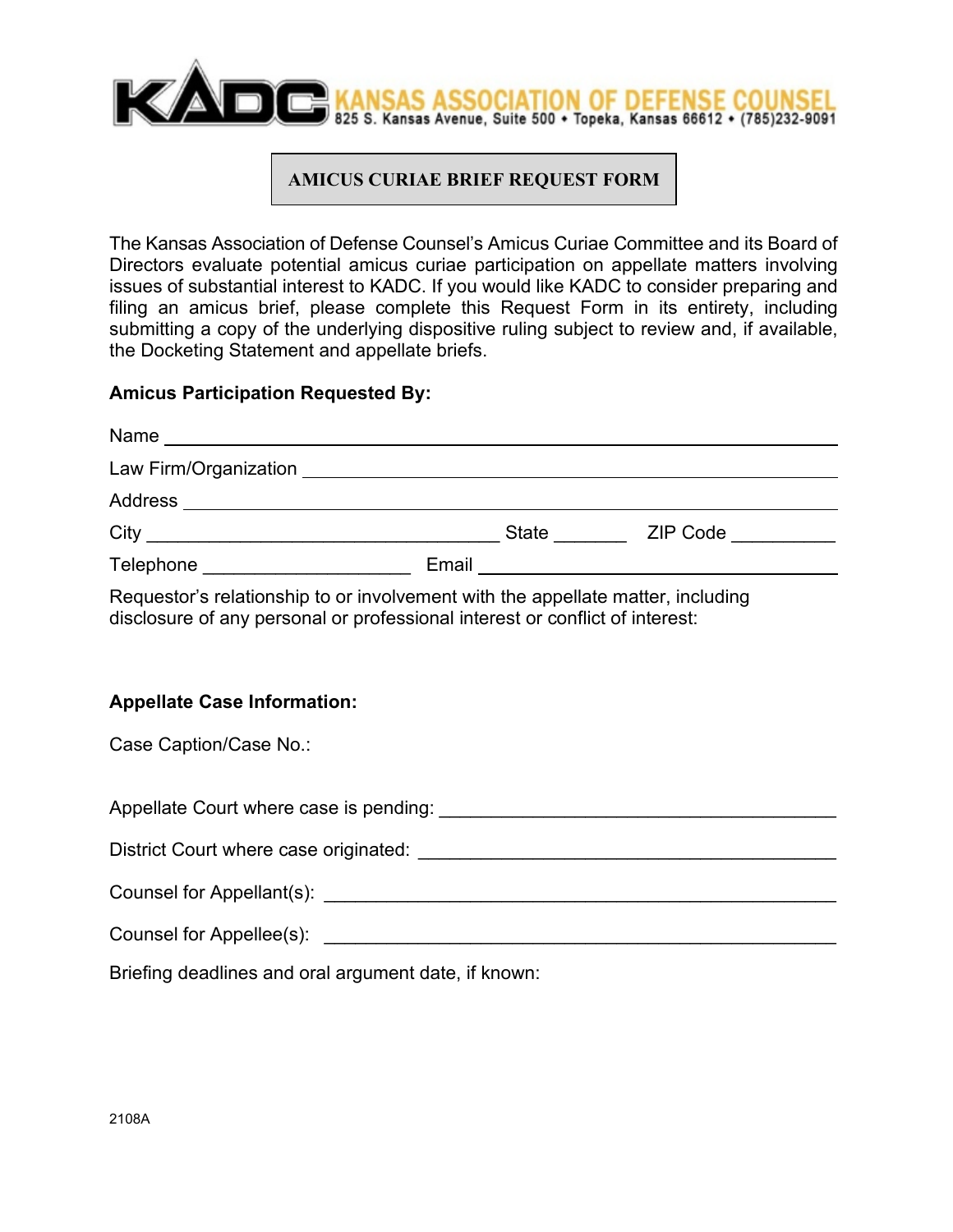KADC KANSAS ASSOCIATION OF DEFENSE COUNSEL
825 S. Kansas Avenue, Suite 500 • Topeka, Kansas 66612 • (785)232-9091

## AMICUS CURIAE BRIEF REQUEST FORM

The Kansas Association of Defense Counsel's Amicus Curiae Committee and its Board of Directors evaluate potential amicus curiae participation on appellate matters involving issues of substantial interest to KADC. If you would like KADC to consider preparing and filing an amicus brief, please complete this Request Form in its entirety, including submitting a copy of the underlying dispositive ruling subject to review and, if available, the Docketing Statement and appellate briefs.

**Amicus Participation Requested By:**

Name ____________________________________________

Law Firm/Organization ____________________________________________

Address ____________________________________________

City ____________________________________ State _______ ZIP Code __________

Telephone ____________________ Email ______________________________

Requestor's relationship to or involvement with the appellate matter, including disclosure of any personal or professional interest or conflict of interest:

**Appellate Case Information:**

Case Caption/Case No.:

Appellate Court where case is pending: ______________________________________

District Court where case originated: ______________________________________

Counsel for Appellant(s): ______________________________________

Counsel for Appellee(s): ______________________________________

Briefing deadlines and oral argument date, if known:

2108A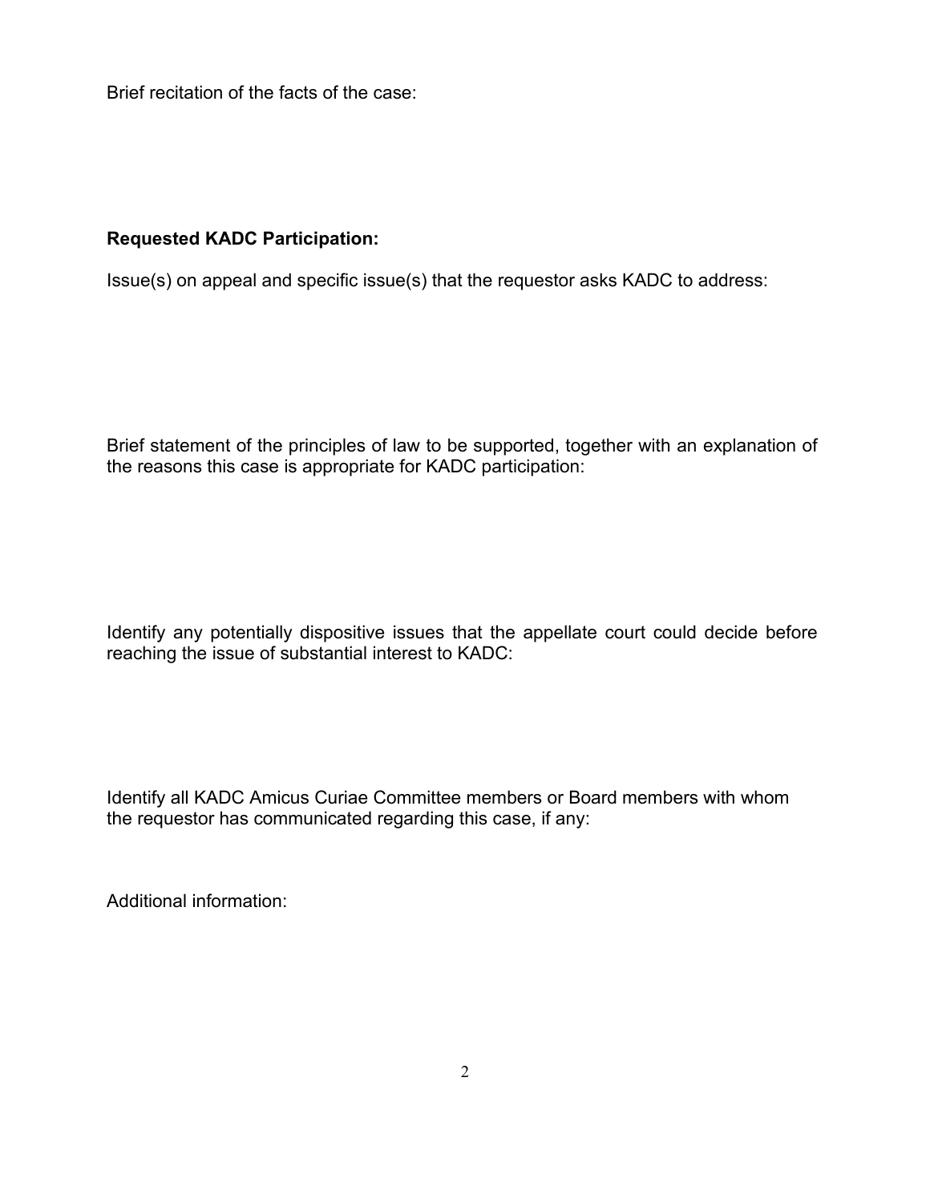Brief recitation of the facts of the case:

**Requested KADC Participation:**

Issue(s) on appeal and specific issue(s) that the requestor asks KADC to address:

Brief statement of the principles of law to be supported, together with an explanation of the reasons this case is appropriate for KADC participation:

Identify any potentially dispositive issues that the appellate court could decide before reaching the issue of substantial interest to KADC:

Identify all KADC Amicus Curiae Committee members or Board members with whom the requestor has communicated regarding this case, if any:

Additional information: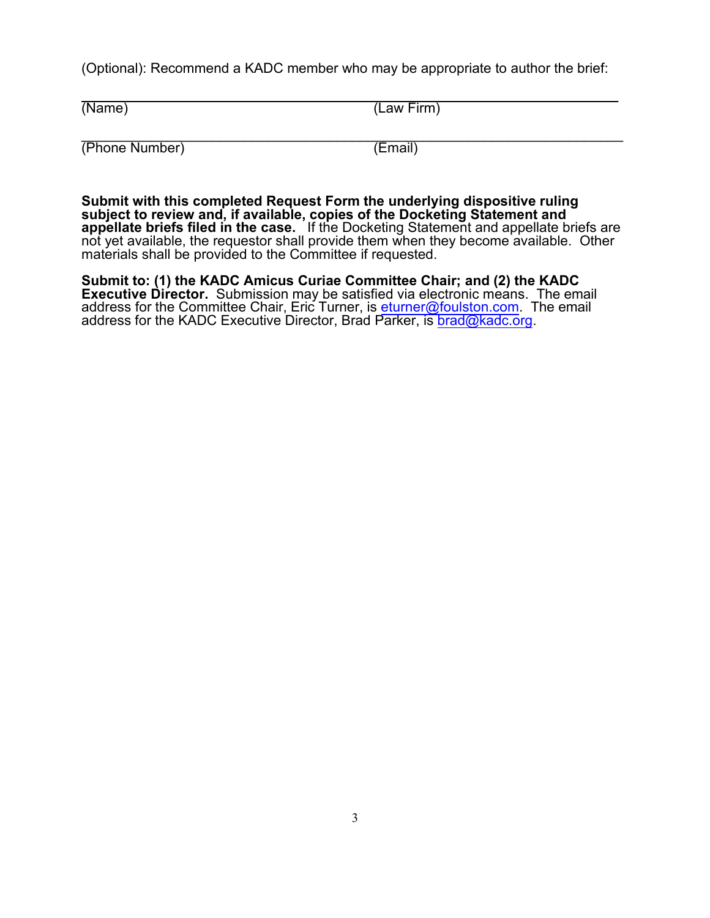(Optional): Recommend a KADC member who may be appropriate to author the brief:

| | |
|---|---|
| (Name) | (Law Firm) |
| (Phone Number) | (Email) |

**Submit with this completed Request Form the underlying dispositive ruling subject to review and, if available, copies of the Docketing Statement and appellate briefs filed in the case.** If the Docketing Statement and appellate briefs are not yet available, the requestor shall provide them when they become available. Other materials shall be provided to the Committee if requested.

**Submit to: (1) the KADC Amicus Curiae Committee Chair; and (2) the KADC Executive Director.** Submission may be satisfied via electronic means. The email address for the Committee Chair, Eric Turner, is eturner@foulston.com. The email address for the KADC Executive Director, Brad Parker, is brad@kadc.org.